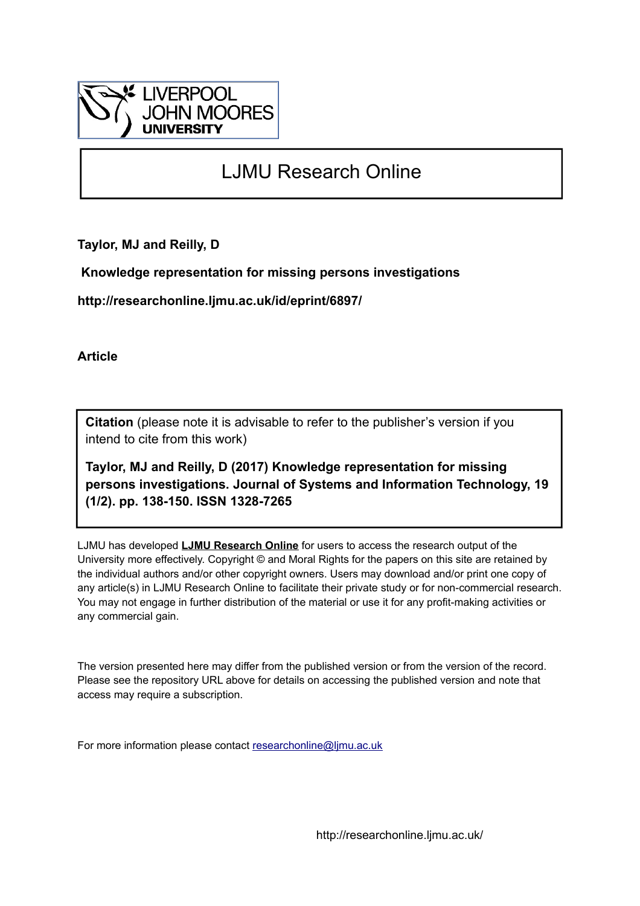LIVERPOOL JOHN MOORES UNIVERSITY

# LJMU Research Online

**Taylor, MJ and Reilly, D**

**Knowledge representation for missing persons investigations**

**http://researchonline.ljmu.ac.uk/id/eprint/6897/**

**Article**

**Citation** (please note it is advisable to refer to the publisher's version if you intend to cite from this work)

**Taylor, MJ and Reilly, D (2017) Knowledge representation for missing persons investigations. Journal of Systems and Information Technology, 19 (1/2). pp. 138-150. ISSN 1328-7265**

LJMU has developed **LJMU Research Online** for users to access the research output of the University more effectively. Copyright © and Moral Rights for the papers on this site are retained by the individual authors and/or other copyright owners. Users may download and/or print one copy of any article(s) in LJMU Research Online to facilitate their private study or for non-commercial research. You may not engage in further distribution of the material or use it for any profit-making activities or any commercial gain.

The version presented here may differ from the published version or from the version of the record. Please see the repository URL above for details on accessing the published version and note that access may require a subscription.

For more information please contact researchonline@ljmu.ac.uk

http://researchonline.ljmu.ac.uk/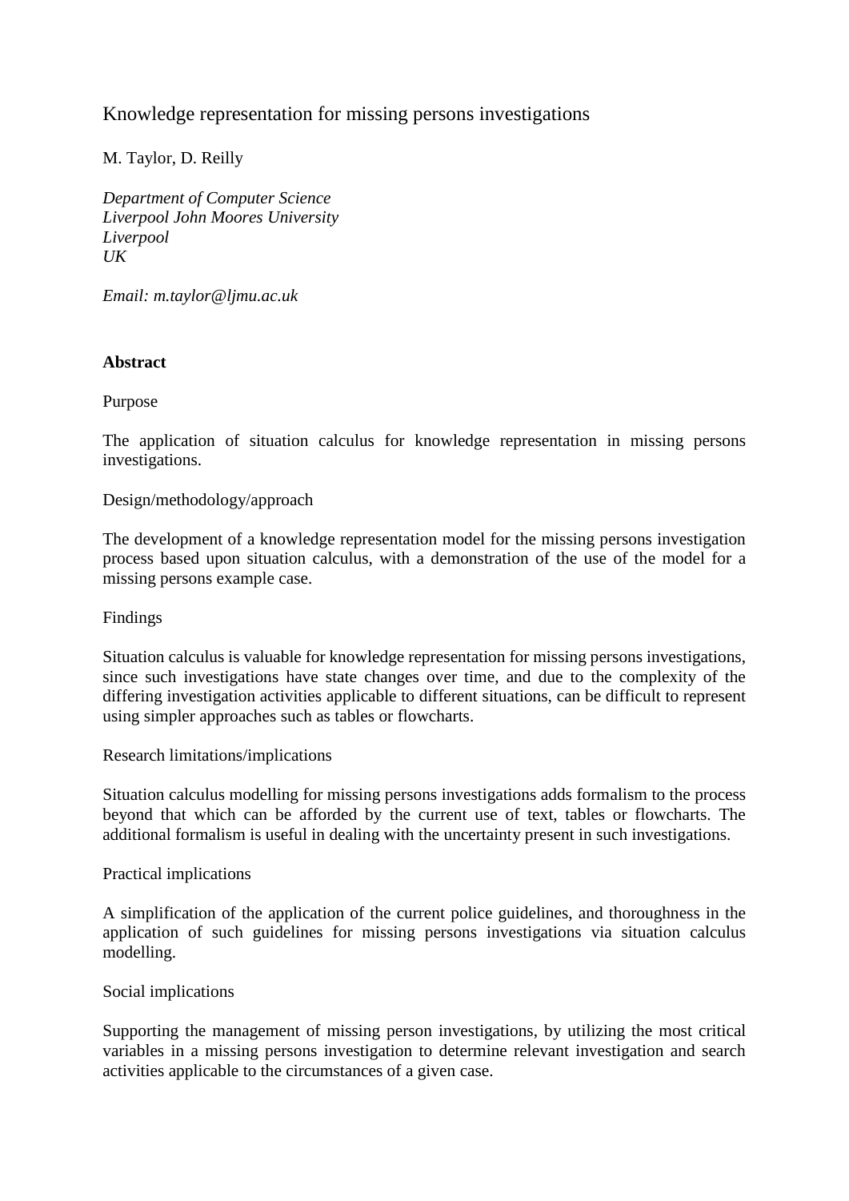# Knowledge representation for missing persons investigations

M. Taylor, D. Reilly

*Department of Computer Science*
*Liverpool John Moores University*
*Liverpool*
*UK*

*Email: m.taylor@ljmu.ac.uk*

**Abstract**

Purpose

The application of situation calculus for knowledge representation in missing persons investigations.

Design/methodology/approach

The development of a knowledge representation model for the missing persons investigation process based upon situation calculus, with a demonstration of the use of the model for a missing persons example case.

Findings

Situation calculus is valuable for knowledge representation for missing persons investigations, since such investigations have state changes over time, and due to the complexity of the differing investigation activities applicable to different situations, can be difficult to represent using simpler approaches such as tables or flowcharts.

Research limitations/implications

Situation calculus modelling for missing persons investigations adds formalism to the process beyond that which can be afforded by the current use of text, tables or flowcharts. The additional formalism is useful in dealing with the uncertainty present in such investigations.

Practical implications

A simplification of the application of the current police guidelines, and thoroughness in the application of such guidelines for missing persons investigations via situation calculus modelling.

Social implications

Supporting the management of missing person investigations, by utilizing the most critical variables in a missing persons investigation to determine relevant investigation and search activities applicable to the circumstances of a given case.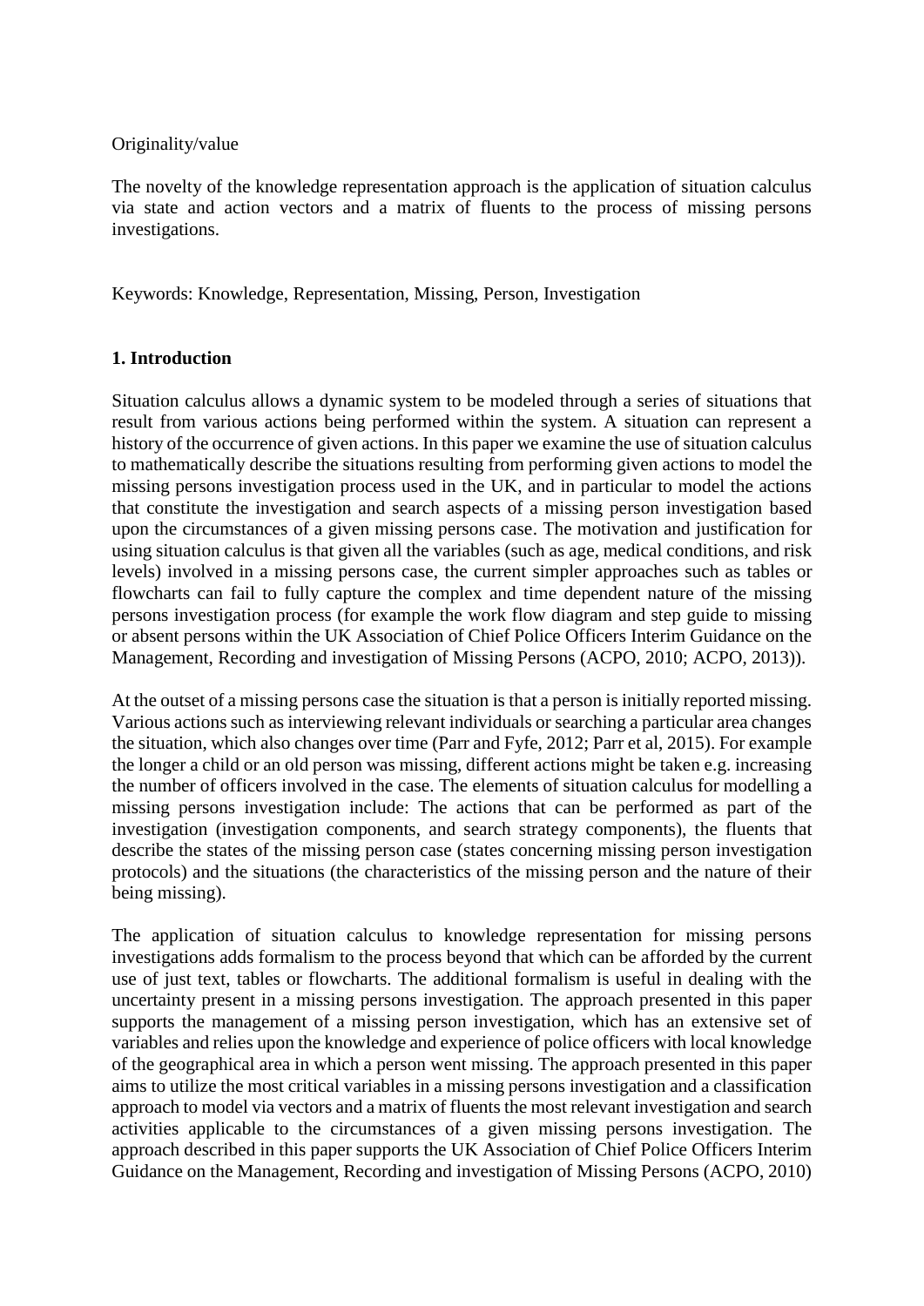Originality/value

The novelty of the knowledge representation approach is the application of situation calculus via state and action vectors and a matrix of fluents to the process of missing persons investigations.

Keywords: Knowledge, Representation, Missing, Person, Investigation

## 1. Introduction

Situation calculus allows a dynamic system to be modeled through a series of situations that result from various actions being performed within the system. A situation can represent a history of the occurrence of given actions. In this paper we examine the use of situation calculus to mathematically describe the situations resulting from performing given actions to model the missing persons investigation process used in the UK, and in particular to model the actions that constitute the investigation and search aspects of a missing person investigation based upon the circumstances of a given missing persons case. The motivation and justification for using situation calculus is that given all the variables (such as age, medical conditions, and risk levels) involved in a missing persons case, the current simpler approaches such as tables or flowcharts can fail to fully capture the complex and time dependent nature of the missing persons investigation process (for example the work flow diagram and step guide to missing or absent persons within the UK Association of Chief Police Officers Interim Guidance on the Management, Recording and investigation of Missing Persons (ACPO, 2010; ACPO, 2013)).

At the outset of a missing persons case the situation is that a person is initially reported missing. Various actions such as interviewing relevant individuals or searching a particular area changes the situation, which also changes over time (Parr and Fyfe, 2012; Parr et al, 2015). For example the longer a child or an old person was missing, different actions might be taken e.g. increasing the number of officers involved in the case. The elements of situation calculus for modelling a missing persons investigation include: The actions that can be performed as part of the investigation (investigation components, and search strategy components), the fluents that describe the states of the missing person case (states concerning missing person investigation protocols) and the situations (the characteristics of the missing person and the nature of their being missing).

The application of situation calculus to knowledge representation for missing persons investigations adds formalism to the process beyond that which can be afforded by the current use of just text, tables or flowcharts. The additional formalism is useful in dealing with the uncertainty present in a missing persons investigation. The approach presented in this paper supports the management of a missing person investigation, which has an extensive set of variables and relies upon the knowledge and experience of police officers with local knowledge of the geographical area in which a person went missing. The approach presented in this paper aims to utilize the most critical variables in a missing persons investigation and a classification approach to model via vectors and a matrix of fluents the most relevant investigation and search activities applicable to the circumstances of a given missing persons investigation. The approach described in this paper supports the UK Association of Chief Police Officers Interim Guidance on the Management, Recording and investigation of Missing Persons (ACPO, 2010)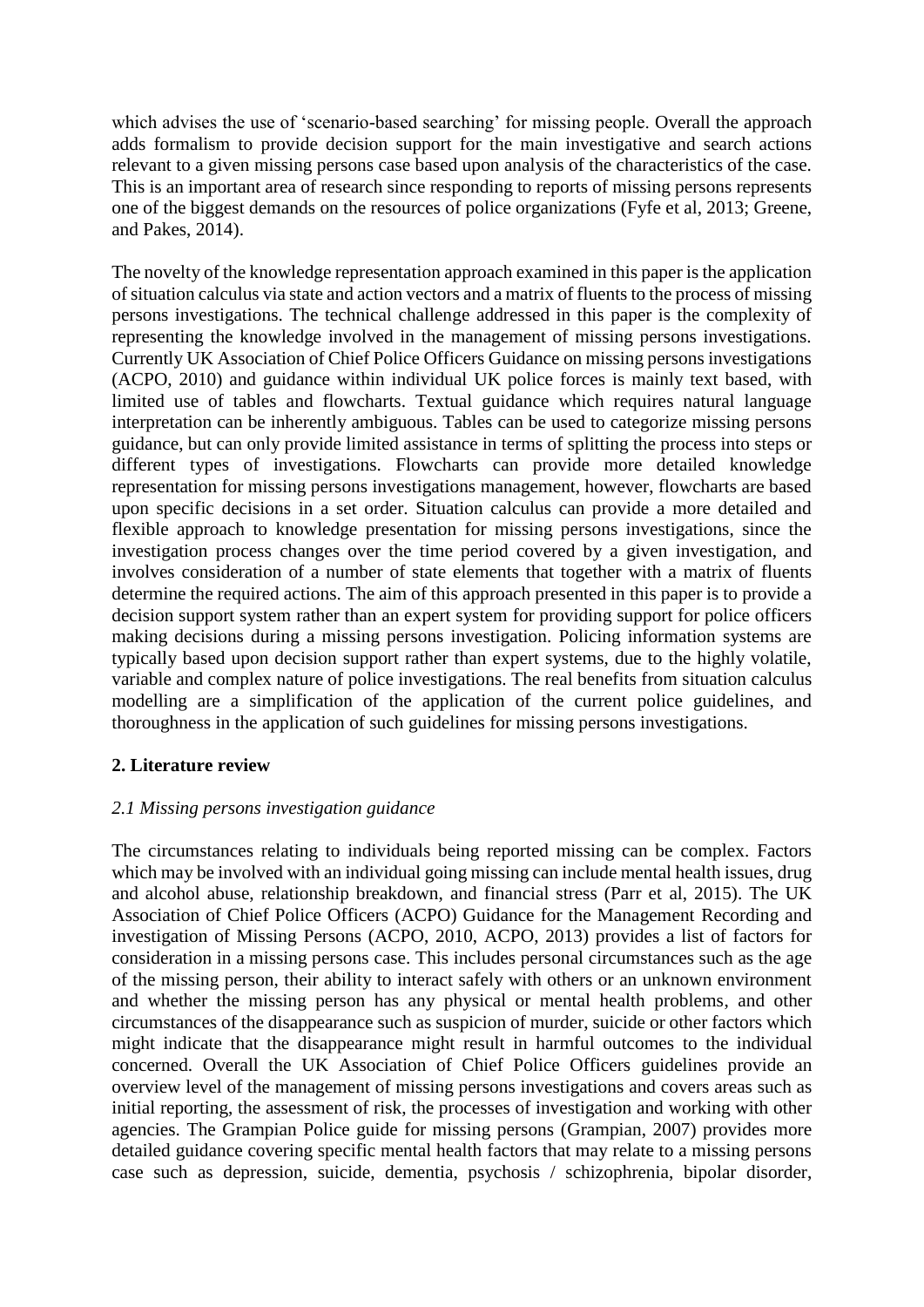which advises the use of 'scenario-based searching' for missing people. Overall the approach adds formalism to provide decision support for the main investigative and search actions relevant to a given missing persons case based upon analysis of the characteristics of the case. This is an important area of research since responding to reports of missing persons represents one of the biggest demands on the resources of police organizations (Fyfe et al, 2013; Greene, and Pakes, 2014).

The novelty of the knowledge representation approach examined in this paper is the application of situation calculus via state and action vectors and a matrix of fluents to the process of missing persons investigations. The technical challenge addressed in this paper is the complexity of representing the knowledge involved in the management of missing persons investigations. Currently UK Association of Chief Police Officers Guidance on missing persons investigations (ACPO, 2010) and guidance within individual UK police forces is mainly text based, with limited use of tables and flowcharts. Textual guidance which requires natural language interpretation can be inherently ambiguous. Tables can be used to categorize missing persons guidance, but can only provide limited assistance in terms of splitting the process into steps or different types of investigations. Flowcharts can provide more detailed knowledge representation for missing persons investigations management, however, flowcharts are based upon specific decisions in a set order. Situation calculus can provide a more detailed and flexible approach to knowledge presentation for missing persons investigations, since the investigation process changes over the time period covered by a given investigation, and involves consideration of a number of state elements that together with a matrix of fluents determine the required actions. The aim of this approach presented in this paper is to provide a decision support system rather than an expert system for providing support for police officers making decisions during a missing persons investigation. Policing information systems are typically based upon decision support rather than expert systems, due to the highly volatile, variable and complex nature of police investigations. The real benefits from situation calculus modelling are a simplification of the application of the current police guidelines, and thoroughness in the application of such guidelines for missing persons investigations.

## 2. Literature review

### *2.1 Missing persons investigation guidance*

The circumstances relating to individuals being reported missing can be complex. Factors which may be involved with an individual going missing can include mental health issues, drug and alcohol abuse, relationship breakdown, and financial stress (Parr et al, 2015). The UK Association of Chief Police Officers (ACPO) Guidance for the Management Recording and investigation of Missing Persons (ACPO, 2010, ACPO, 2013) provides a list of factors for consideration in a missing persons case. This includes personal circumstances such as the age of the missing person, their ability to interact safely with others or an unknown environment and whether the missing person has any physical or mental health problems, and other circumstances of the disappearance such as suspicion of murder, suicide or other factors which might indicate that the disappearance might result in harmful outcomes to the individual concerned. Overall the UK Association of Chief Police Officers guidelines provide an overview level of the management of missing persons investigations and covers areas such as initial reporting, the assessment of risk, the processes of investigation and working with other agencies. The Grampian Police guide for missing persons (Grampian, 2007) provides more detailed guidance covering specific mental health factors that may relate to a missing persons case such as depression, suicide, dementia, psychosis / schizophrenia, bipolar disorder,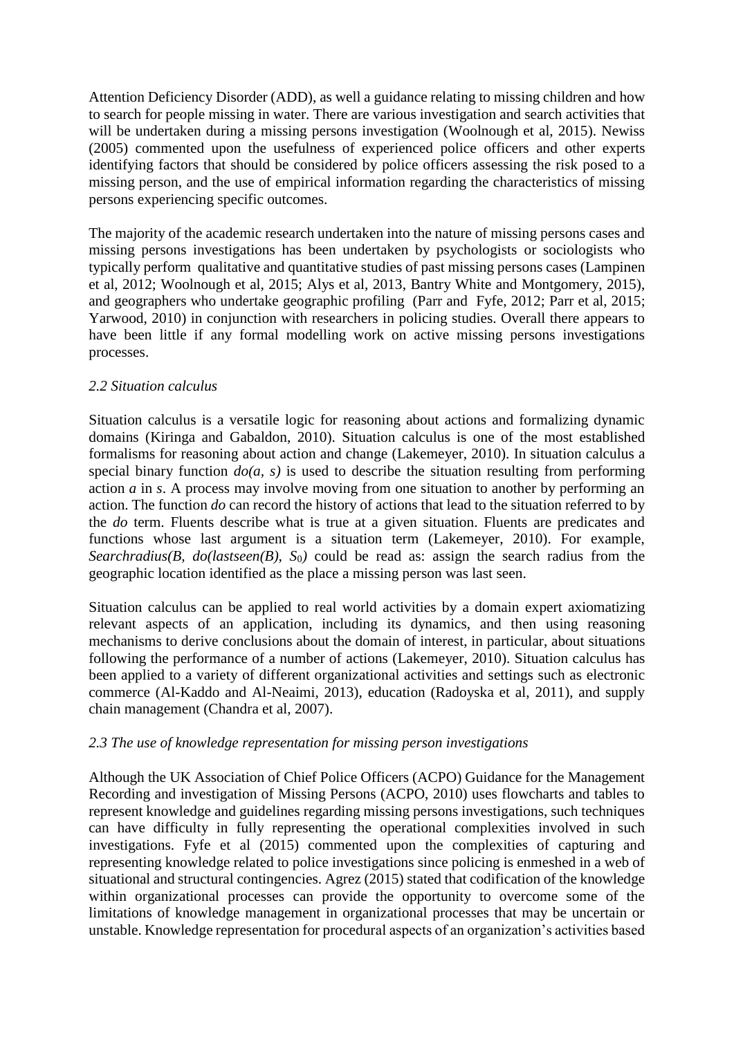Attention Deficiency Disorder (ADD), as well a guidance relating to missing children and how to search for people missing in water. There are various investigation and search activities that will be undertaken during a missing persons investigation (Woolnough et al, 2015). Newiss (2005) commented upon the usefulness of experienced police officers and other experts identifying factors that should be considered by police officers assessing the risk posed to a missing person, and the use of empirical information regarding the characteristics of missing persons experiencing specific outcomes.

The majority of the academic research undertaken into the nature of missing persons cases and missing persons investigations has been undertaken by psychologists or sociologists who typically perform qualitative and quantitative studies of past missing persons cases (Lampinen et al, 2012; Woolnough et al, 2015; Alys et al, 2013, Bantry White and Montgomery, 2015), and geographers who undertake geographic profiling (Parr and Fyfe, 2012; Parr et al, 2015; Yarwood, 2010) in conjunction with researchers in policing studies. Overall there appears to have been little if any formal modelling work on active missing persons investigations processes.

### *2.2 Situation calculus*

Situation calculus is a versatile logic for reasoning about actions and formalizing dynamic domains (Kiringa and Gabaldon, 2010). Situation calculus is one of the most established formalisms for reasoning about action and change (Lakemeyer, 2010). In situation calculus a special binary function *do(a, s)* is used to describe the situation resulting from performing action *a* in *s*. A process may involve moving from one situation to another by performing an action. The function *do* can record the history of actions that lead to the situation referred to by the *do* term. Fluents describe what is true at a given situation. Fluents are predicates and functions whose last argument is a situation term (Lakemeyer, 2010). For example, *Searchradius(B, do(lastseen(B),* $S_0$*)* could be read as: assign the search radius from the geographic location identified as the place a missing person was last seen.

Situation calculus can be applied to real world activities by a domain expert axiomatizing relevant aspects of an application, including its dynamics, and then using reasoning mechanisms to derive conclusions about the domain of interest, in particular, about situations following the performance of a number of actions (Lakemeyer, 2010). Situation calculus has been applied to a variety of different organizational activities and settings such as electronic commerce (Al-Kaddo and Al-Neaimi, 2013), education (Radoyska et al, 2011), and supply chain management (Chandra et al, 2007).

### *2.3 The use of knowledge representation for missing person investigations*

Although the UK Association of Chief Police Officers (ACPO) Guidance for the Management Recording and investigation of Missing Persons (ACPO, 2010) uses flowcharts and tables to represent knowledge and guidelines regarding missing persons investigations, such techniques can have difficulty in fully representing the operational complexities involved in such investigations. Fyfe et al (2015) commented upon the complexities of capturing and representing knowledge related to police investigations since policing is enmeshed in a web of situational and structural contingencies. Agrez (2015) stated that codification of the knowledge within organizational processes can provide the opportunity to overcome some of the limitations of knowledge management in organizational processes that may be uncertain or unstable. Knowledge representation for procedural aspects of an organization's activities based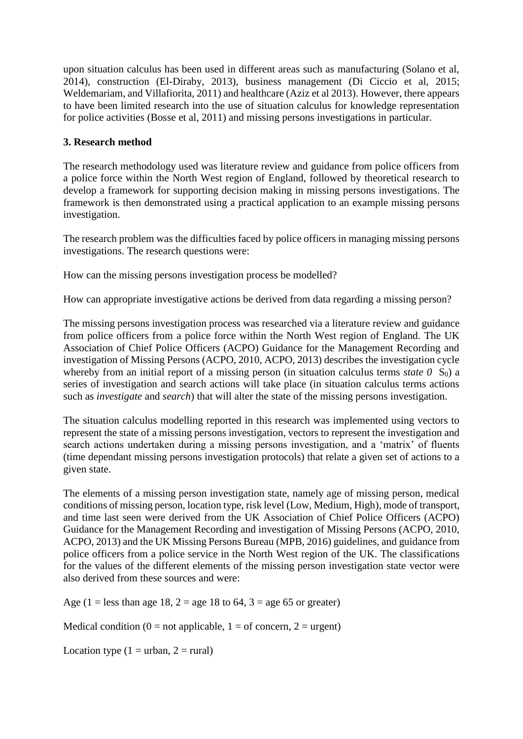upon situation calculus has been used in different areas such as manufacturing (Solano et al, 2014), construction (El-Diraby, 2013), business management (Di Ciccio et al, 2015; Weldemariam, and Villafiorita, 2011) and healthcare (Aziz et al 2013). However, there appears to have been limited research into the use of situation calculus for knowledge representation for police activities (Bosse et al, 2011) and missing persons investigations in particular.

### 3. Research method

The research methodology used was literature review and guidance from police officers from a police force within the North West region of England, followed by theoretical research to develop a framework for supporting decision making in missing persons investigations. The framework is then demonstrated using a practical application to an example missing persons investigation.

The research problem was the difficulties faced by police officers in managing missing persons investigations. The research questions were:

How can the missing persons investigation process be modelled?

How can appropriate investigative actions be derived from data regarding a missing person?

The missing persons investigation process was researched via a literature review and guidance from police officers from a police force within the North West region of England. The UK Association of Chief Police Officers (ACPO) Guidance for the Management Recording and investigation of Missing Persons (ACPO, 2010, ACPO, 2013) describes the investigation cycle whereby from an initial report of a missing person (in situation calculus terms *state 0* $S_0$) a series of investigation and search actions will take place (in situation calculus terms actions such as *investigate* and *search*) that will alter the state of the missing persons investigation.

The situation calculus modelling reported in this research was implemented using vectors to represent the state of a missing persons investigation, vectors to represent the investigation and search actions undertaken during a missing persons investigation, and a 'matrix' of fluents (time dependant missing persons investigation protocols) that relate a given set of actions to a given state.

The elements of a missing person investigation state, namely age of missing person, medical conditions of missing person, location type, risk level (Low, Medium, High), mode of transport, and time last seen were derived from the UK Association of Chief Police Officers (ACPO) Guidance for the Management Recording and investigation of Missing Persons (ACPO, 2010, ACPO, 2013) and the UK Missing Persons Bureau (MPB, 2016) guidelines, and guidance from police officers from a police service in the North West region of the UK. The classifications for the values of the different elements of the missing person investigation state vector were also derived from these sources and were:

Age (1 = less than age 18, 2 = age 18 to 64, 3 = age 65 or greater)

Medical condition (0 = not applicable, 1 = of concern, 2 = urgent)

Location type (1 = urban, 2 = rural)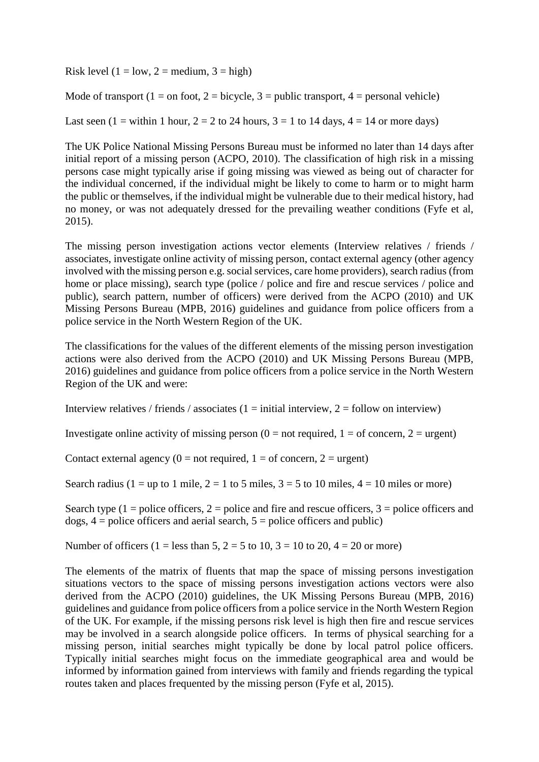Risk level (1 = low, 2 = medium, 3 = high)

Mode of transport (1 = on foot, 2 = bicycle, 3 = public transport, 4 = personal vehicle)

Last seen (1 = within 1 hour, 2 = 2 to 24 hours, 3 = 1 to 14 days, 4 = 14 or more days)

The UK Police National Missing Persons Bureau must be informed no later than 14 days after initial report of a missing person (ACPO, 2010). The classification of high risk in a missing persons case might typically arise if going missing was viewed as being out of character for the individual concerned, if the individual might be likely to come to harm or to might harm the public or themselves, if the individual might be vulnerable due to their medical history, had no money, or was not adequately dressed for the prevailing weather conditions (Fyfe et al, 2015).

The missing person investigation actions vector elements (Interview relatives / friends / associates, investigate online activity of missing person, contact external agency (other agency involved with the missing person e.g. social services, care home providers), search radius (from home or place missing), search type (police / police and fire and rescue services / police and public), search pattern, number of officers) were derived from the ACPO (2010) and UK Missing Persons Bureau (MPB, 2016) guidelines and guidance from police officers from a police service in the North Western Region of the UK.

The classifications for the values of the different elements of the missing person investigation actions were also derived from the ACPO (2010) and UK Missing Persons Bureau (MPB, 2016) guidelines and guidance from police officers from a police service in the North Western Region of the UK and were:

Interview relatives / friends / associates (1 = initial interview, 2 = follow on interview)

Investigate online activity of missing person (0 = not required, 1 = of concern, 2 = urgent)

Contact external agency (0 = not required, 1 = of concern, 2 = urgent)

Search radius (1 = up to 1 mile, 2 = 1 to 5 miles, 3 = 5 to 10 miles, 4 = 10 miles or more)

Search type (1 = police officers, 2 = police and fire and rescue officers, 3 = police officers and dogs, 4 = police officers and aerial search, 5 = police officers and public)

Number of officers (1 = less than 5, 2 = 5 to 10, 3 = 10 to 20, 4 = 20 or more)

The elements of the matrix of fluents that map the space of missing persons investigation situations vectors to the space of missing persons investigation actions vectors were also derived from the ACPO (2010) guidelines, the UK Missing Persons Bureau (MPB, 2016) guidelines and guidance from police officers from a police service in the North Western Region of the UK. For example, if the missing persons risk level is high then fire and rescue services may be involved in a search alongside police officers. In terms of physical searching for a missing person, initial searches might typically be done by local patrol police officers. Typically initial searches might focus on the immediate geographical area and would be informed by information gained from interviews with family and friends regarding the typical routes taken and places frequented by the missing person (Fyfe et al, 2015).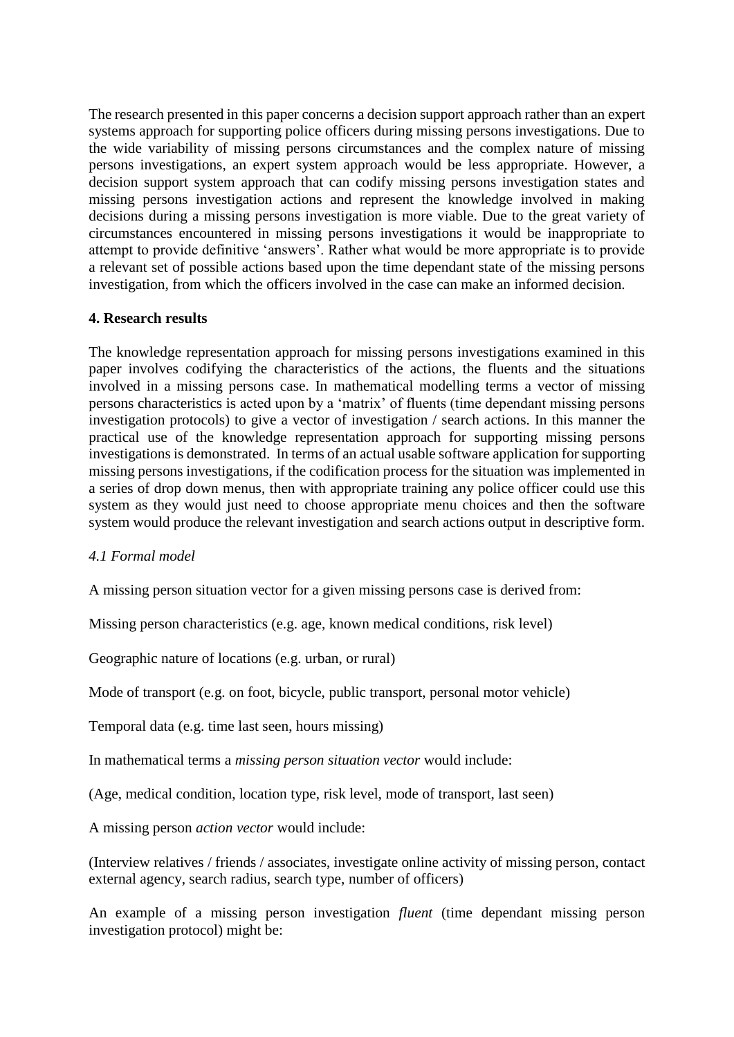The research presented in this paper concerns a decision support approach rather than an expert systems approach for supporting police officers during missing persons investigations. Due to the wide variability of missing persons circumstances and the complex nature of missing persons investigations, an expert system approach would be less appropriate. However, a decision support system approach that can codify missing persons investigation states and missing persons investigation actions and represent the knowledge involved in making decisions during a missing persons investigation is more viable. Due to the great variety of circumstances encountered in missing persons investigations it would be inappropriate to attempt to provide definitive 'answers'. Rather what would be more appropriate is to provide a relevant set of possible actions based upon the time dependant state of the missing persons investigation, from which the officers involved in the case can make an informed decision.

## 4. Research results

The knowledge representation approach for missing persons investigations examined in this paper involves codifying the characteristics of the actions, the fluents and the situations involved in a missing persons case. In mathematical modelling terms a vector of missing persons characteristics is acted upon by a 'matrix' of fluents (time dependant missing persons investigation protocols) to give a vector of investigation / search actions. In this manner the practical use of the knowledge representation approach for supporting missing persons investigations is demonstrated. In terms of an actual usable software application for supporting missing persons investigations, if the codification process for the situation was implemented in a series of drop down menus, then with appropriate training any police officer could use this system as they would just need to choose appropriate menu choices and then the software system would produce the relevant investigation and search actions output in descriptive form.

### *4.1 Formal model*

A missing person situation vector for a given missing persons case is derived from:

Missing person characteristics (e.g. age, known medical conditions, risk level)

Geographic nature of locations (e.g. urban, or rural)

Mode of transport (e.g. on foot, bicycle, public transport, personal motor vehicle)

Temporal data (e.g. time last seen, hours missing)

In mathematical terms a *missing person situation vector* would include:

(Age, medical condition, location type, risk level, mode of transport, last seen)

A missing person *action vector* would include:

(Interview relatives / friends / associates, investigate online activity of missing person, contact external agency, search radius, search type, number of officers)

An example of a missing person investigation *fluent* (time dependant missing person investigation protocol) might be: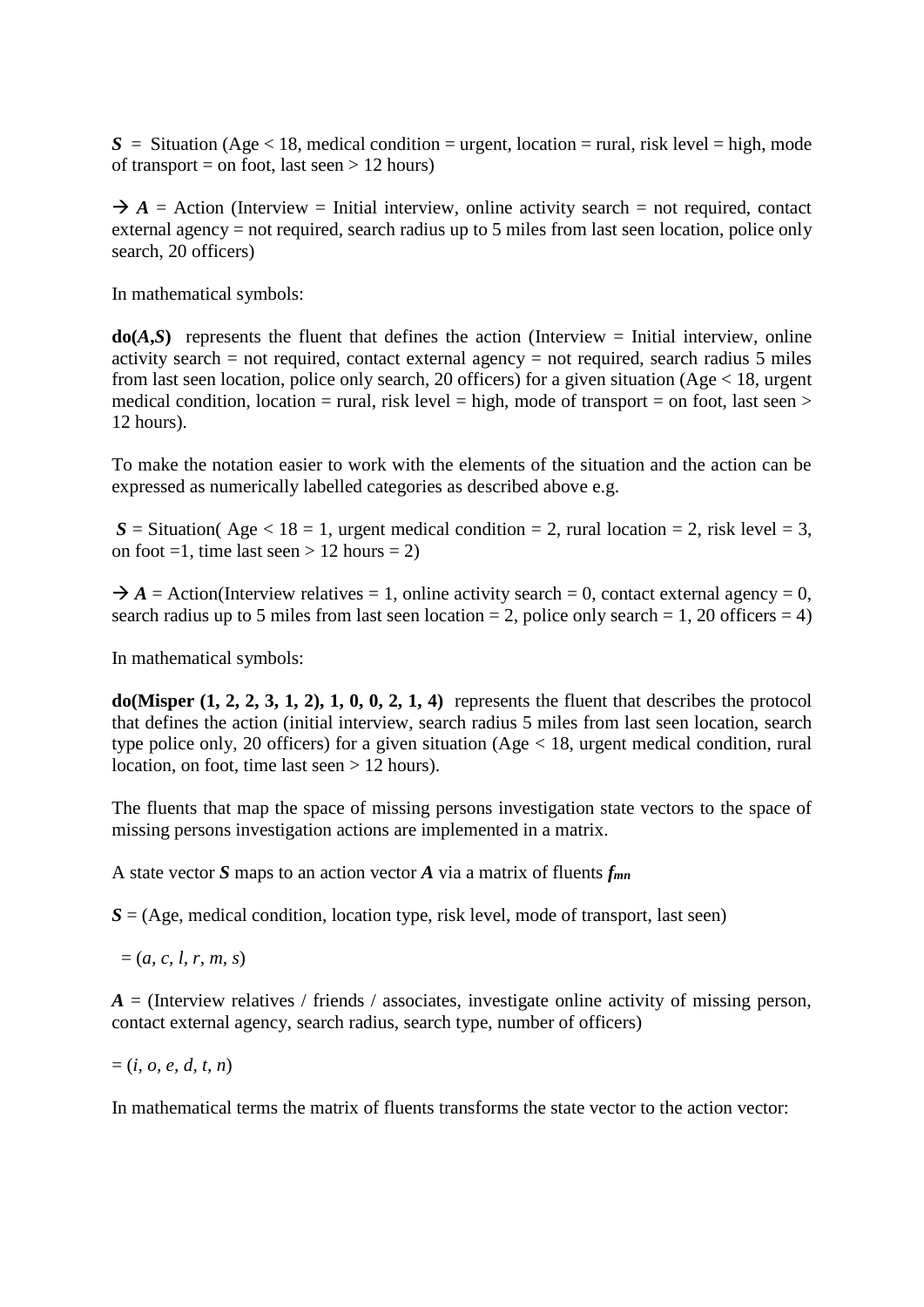***S*** = Situation (Age < 18, medical condition = urgent, location = rural, risk level = high, mode of transport = on foot, last seen > 12 hours)

→ ***A*** = Action (Interview = Initial interview, online activity search = not required, contact external agency = not required, search radius up to 5 miles from last seen location, police only search, 20 officers)

In mathematical symbols:

**do(*A*,*S*)** represents the fluent that defines the action (Interview = Initial interview, online activity search = not required, contact external agency = not required, search radius 5 miles from last seen location, police only search, 20 officers) for a given situation (Age < 18, urgent medical condition, location = rural, risk level = high, mode of transport = on foot, last seen > 12 hours).

To make the notation easier to work with the elements of the situation and the action can be expressed as numerically labelled categories as described above e.g.

***S*** = Situation( Age < 18 = 1, urgent medical condition = 2, rural location = 2, risk level = 3, on foot =1, time last seen > 12 hours = 2)

→ ***A*** = Action(Interview relatives = 1, online activity search = 0, contact external agency = 0, search radius up to 5 miles from last seen location = 2, police only search = 1, 20 officers = 4)

In mathematical symbols:

**do(Misper (1, 2, 2, 3, 1, 2), 1, 0, 0, 2, 1, 4)** represents the fluent that describes the protocol that defines the action (initial interview, search radius 5 miles from last seen location, search type police only, 20 officers) for a given situation (Age < 18, urgent medical condition, rural location, on foot, time last seen > 12 hours).

The fluents that map the space of missing persons investigation state vectors to the space of missing persons investigation actions are implemented in a matrix.

A state vector ***S*** maps to an action vector ***A*** via a matrix of fluents $f_{mn}$

***S*** = (Age, medical condition, location type, risk level, mode of transport, last seen)

= $(a, c, l, r, m, s)$

***A*** = (Interview relatives / friends / associates, investigate online activity of missing person, contact external agency, search radius, search type, number of officers)

= $(i, o, e, d, t, n)$

In mathematical terms the matrix of fluents transforms the state vector to the action vector: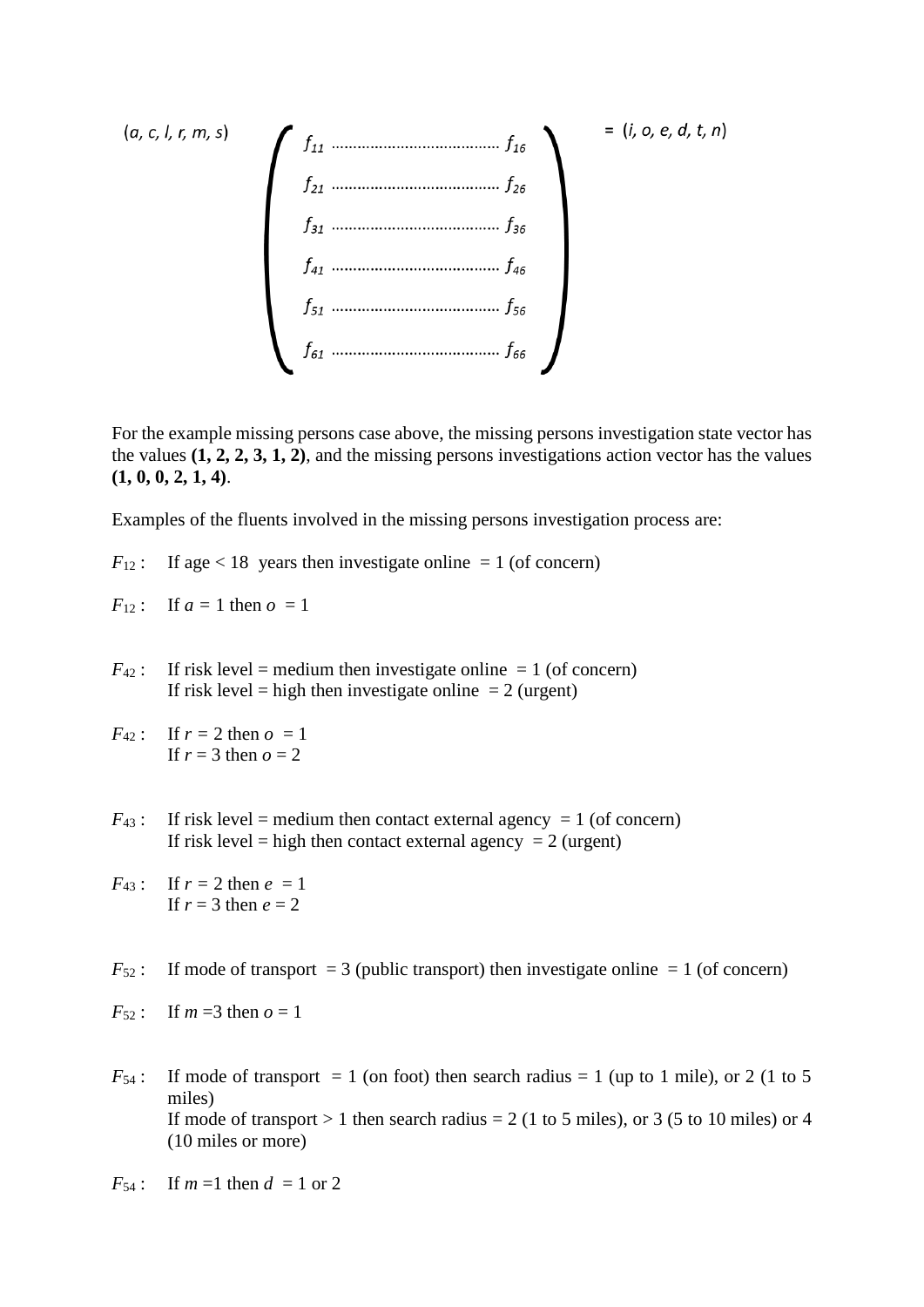$$(a, c, l, r, m, s) \begin{pmatrix} f_{11} \ldots\ldots\ldots\ldots\ldots\ldots f_{16} \\ f_{21} \ldots\ldots\ldots\ldots\ldots\ldots f_{26} \\ f_{31} \ldots\ldots\ldots\ldots\ldots\ldots f_{36} \\ f_{41} \ldots\ldots\ldots\ldots\ldots\ldots f_{46} \\ f_{51} \ldots\ldots\ldots\ldots\ldots\ldots f_{56} \\ f_{61} \ldots\ldots\ldots\ldots\ldots\ldots f_{66} \end{pmatrix} = (i, o, e, d, t, n)$$

For the example missing persons case above, the missing persons investigation state vector has the values **(1, 2, 2, 3, 1, 2)**, and the missing persons investigations action vector has the values **(1, 0, 0, 2, 1, 4)**.

Examples of the fluents involved in the missing persons investigation process are:

$F_{12}$ : If age < 18 years then investigate online = 1 (of concern)

$F_{12}$ : If $a = 1$ then $o = 1$

$F_{42}$ : If risk level = medium then investigate online = 1 (of concern)
If risk level = high then investigate online = 2 (urgent)

$F_{42}$ : If $r = 2$ then $o = 1$
If $r = 3$ then $o = 2$

$F_{43}$ : If risk level = medium then contact external agency = 1 (of concern)
If risk level = high then contact external agency = 2 (urgent)

$F_{43}$ : If $r = 2$ then $e = 1$
If $r = 3$ then $e = 2$

$F_{52}$ : If mode of transport = 3 (public transport) then investigate online = 1 (of concern)

$F_{52}$ : If $m = 3$ then $o = 1$

$F_{54}$ : If mode of transport = 1 (on foot) then search radius = 1 (up to 1 mile), or 2 (1 to 5 miles)
If mode of transport > 1 then search radius = 2 (1 to 5 miles), or 3 (5 to 10 miles) or 4 (10 miles or more)

$F_{54}$ : If $m = 1$ then $d = 1$ or 2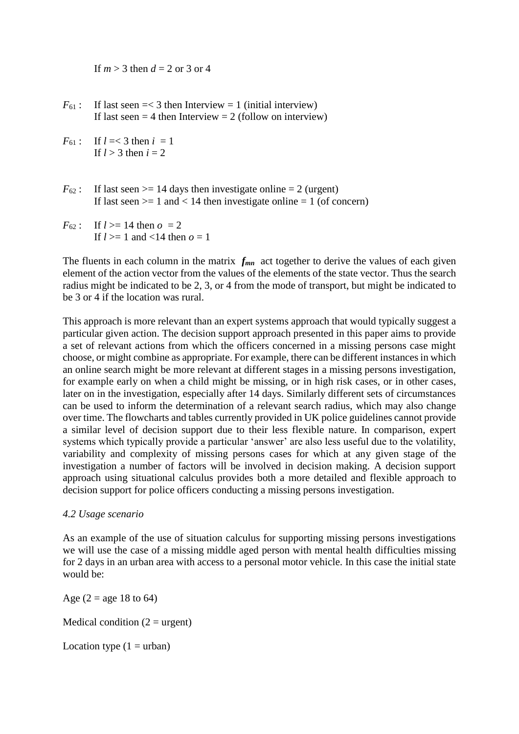If $m > 3$ then $d = 2$ or 3 or 4

$F_{61}$ : If last seen =< 3 then Interview = 1 (initial interview)
If last seen = 4 then Interview = 2 (follow on interview)

$F_{61}$ : If $l$ =< 3 then $i = 1$
If $l > 3$ then $i = 2$

$F_{62}$ : If last seen >= 14 days then investigate online = 2 (urgent)
If last seen >= 1 and < 14 then investigate online = 1 (of concern)

$F_{62}$ : If $l >= 14$ then $o = 2$
If $l >= 1$ and <14 then $o = 1$

The fluents in each column in the matrix $\boldsymbol{f_{mn}}$ act together to derive the values of each given element of the action vector from the values of the elements of the state vector. Thus the search radius might be indicated to be 2, 3, or 4 from the mode of transport, but might be indicated to be 3 or 4 if the location was rural.

This approach is more relevant than an expert systems approach that would typically suggest a particular given action. The decision support approach presented in this paper aims to provide a set of relevant actions from which the officers concerned in a missing persons case might choose, or might combine as appropriate. For example, there can be different instances in which an online search might be more relevant at different stages in a missing persons investigation, for example early on when a child might be missing, or in high risk cases, or in other cases, later on in the investigation, especially after 14 days. Similarly different sets of circumstances can be used to inform the determination of a relevant search radius, which may also change over time. The flowcharts and tables currently provided in UK police guidelines cannot provide a similar level of decision support due to their less flexible nature. In comparison, expert systems which typically provide a particular 'answer' are also less useful due to the volatility, variability and complexity of missing persons cases for which at any given stage of the investigation a number of factors will be involved in decision making. A decision support approach using situational calculus provides both a more detailed and flexible approach to decision support for police officers conducting a missing persons investigation.

*4.2 Usage scenario*

As an example of the use of situation calculus for supporting missing persons investigations we will use the case of a missing middle aged person with mental health difficulties missing for 2 days in an urban area with access to a personal motor vehicle. In this case the initial state would be:

Age (2 = age 18 to 64)

Medical condition (2 = urgent)

Location type (1 = urban)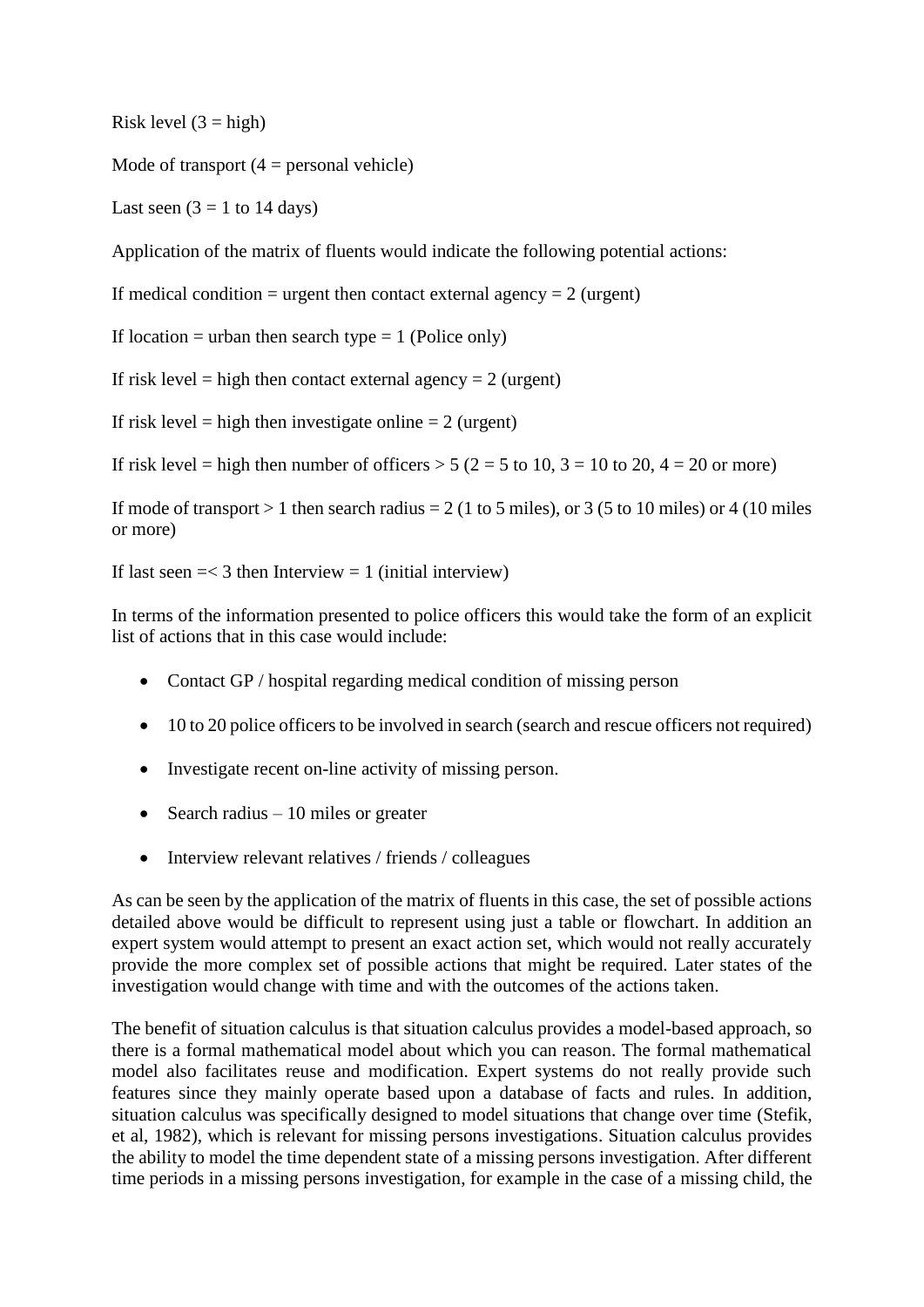Risk level (3 = high)

Mode of transport (4 = personal vehicle)

Last seen (3 = 1 to 14 days)

Application of the matrix of fluents would indicate the following potential actions:

If medical condition = urgent then contact external agency = 2 (urgent)

If location = urban then search type = 1 (Police only)

If risk level = high then contact external agency = 2 (urgent)

If risk level = high then investigate online = 2 (urgent)

If risk level = high then number of officers > 5 (2 = 5 to 10, 3 = 10 to 20, 4 = 20 or more)

If mode of transport > 1 then search radius = 2 (1 to 5 miles), or 3 (5 to 10 miles) or 4 (10 miles or more)

If last seen =< 3 then Interview = 1 (initial interview)

In terms of the information presented to police officers this would take the form of an explicit list of actions that in this case would include:

- Contact GP / hospital regarding medical condition of missing person
- 10 to 20 police officers to be involved in search (search and rescue officers not required)
- Investigate recent on-line activity of missing person.
- Search radius – 10 miles or greater
- Interview relevant relatives / friends / colleagues

As can be seen by the application of the matrix of fluents in this case, the set of possible actions detailed above would be difficult to represent using just a table or flowchart. In addition an expert system would attempt to present an exact action set, which would not really accurately provide the more complex set of possible actions that might be required. Later states of the investigation would change with time and with the outcomes of the actions taken.

The benefit of situation calculus is that situation calculus provides a model-based approach, so there is a formal mathematical model about which you can reason. The formal mathematical model also facilitates reuse and modification. Expert systems do not really provide such features since they mainly operate based upon a database of facts and rules. In addition, situation calculus was specifically designed to model situations that change over time (Stefik, et al, 1982), which is relevant for missing persons investigations. Situation calculus provides the ability to model the time dependent state of a missing persons investigation. After different time periods in a missing persons investigation, for example in the case of a missing child, the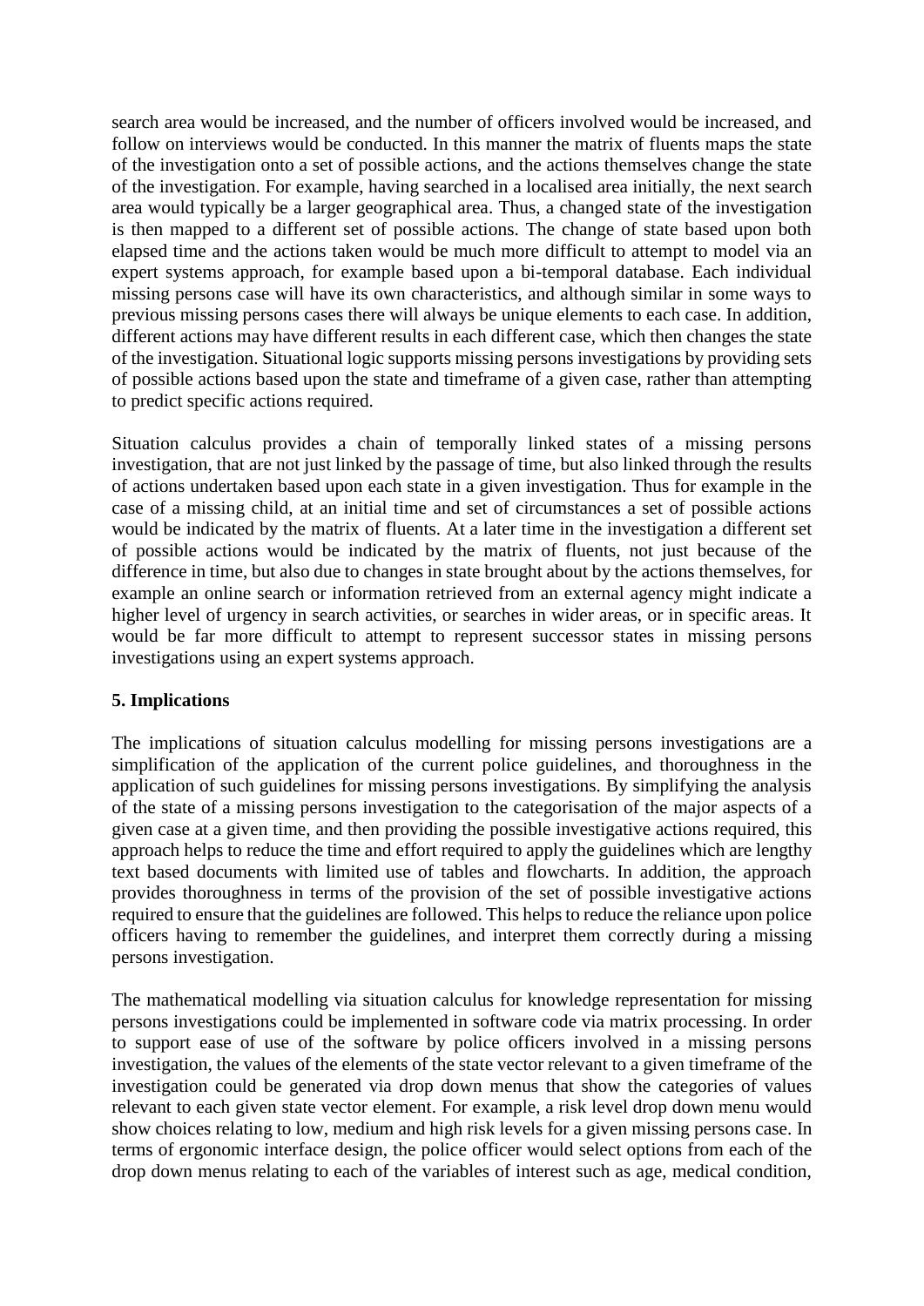search area would be increased, and the number of officers involved would be increased, and follow on interviews would be conducted. In this manner the matrix of fluents maps the state of the investigation onto a set of possible actions, and the actions themselves change the state of the investigation. For example, having searched in a localised area initially, the next search area would typically be a larger geographical area. Thus, a changed state of the investigation is then mapped to a different set of possible actions. The change of state based upon both elapsed time and the actions taken would be much more difficult to attempt to model via an expert systems approach, for example based upon a bi-temporal database. Each individual missing persons case will have its own characteristics, and although similar in some ways to previous missing persons cases there will always be unique elements to each case. In addition, different actions may have different results in each different case, which then changes the state of the investigation. Situational logic supports missing persons investigations by providing sets of possible actions based upon the state and timeframe of a given case, rather than attempting to predict specific actions required.

Situation calculus provides a chain of temporally linked states of a missing persons investigation, that are not just linked by the passage of time, but also linked through the results of actions undertaken based upon each state in a given investigation. Thus for example in the case of a missing child, at an initial time and set of circumstances a set of possible actions would be indicated by the matrix of fluents. At a later time in the investigation a different set of possible actions would be indicated by the matrix of fluents, not just because of the difference in time, but also due to changes in state brought about by the actions themselves, for example an online search or information retrieved from an external agency might indicate a higher level of urgency in search activities, or searches in wider areas, or in specific areas. It would be far more difficult to attempt to represent successor states in missing persons investigations using an expert systems approach.

## 5. Implications

The implications of situation calculus modelling for missing persons investigations are a simplification of the application of the current police guidelines, and thoroughness in the application of such guidelines for missing persons investigations. By simplifying the analysis of the state of a missing persons investigation to the categorisation of the major aspects of a given case at a given time, and then providing the possible investigative actions required, this approach helps to reduce the time and effort required to apply the guidelines which are lengthy text based documents with limited use of tables and flowcharts. In addition, the approach provides thoroughness in terms of the provision of the set of possible investigative actions required to ensure that the guidelines are followed. This helps to reduce the reliance upon police officers having to remember the guidelines, and interpret them correctly during a missing persons investigation.

The mathematical modelling via situation calculus for knowledge representation for missing persons investigations could be implemented in software code via matrix processing. In order to support ease of use of the software by police officers involved in a missing persons investigation, the values of the elements of the state vector relevant to a given timeframe of the investigation could be generated via drop down menus that show the categories of values relevant to each given state vector element. For example, a risk level drop down menu would show choices relating to low, medium and high risk levels for a given missing persons case. In terms of ergonomic interface design, the police officer would select options from each of the drop down menus relating to each of the variables of interest such as age, medical condition,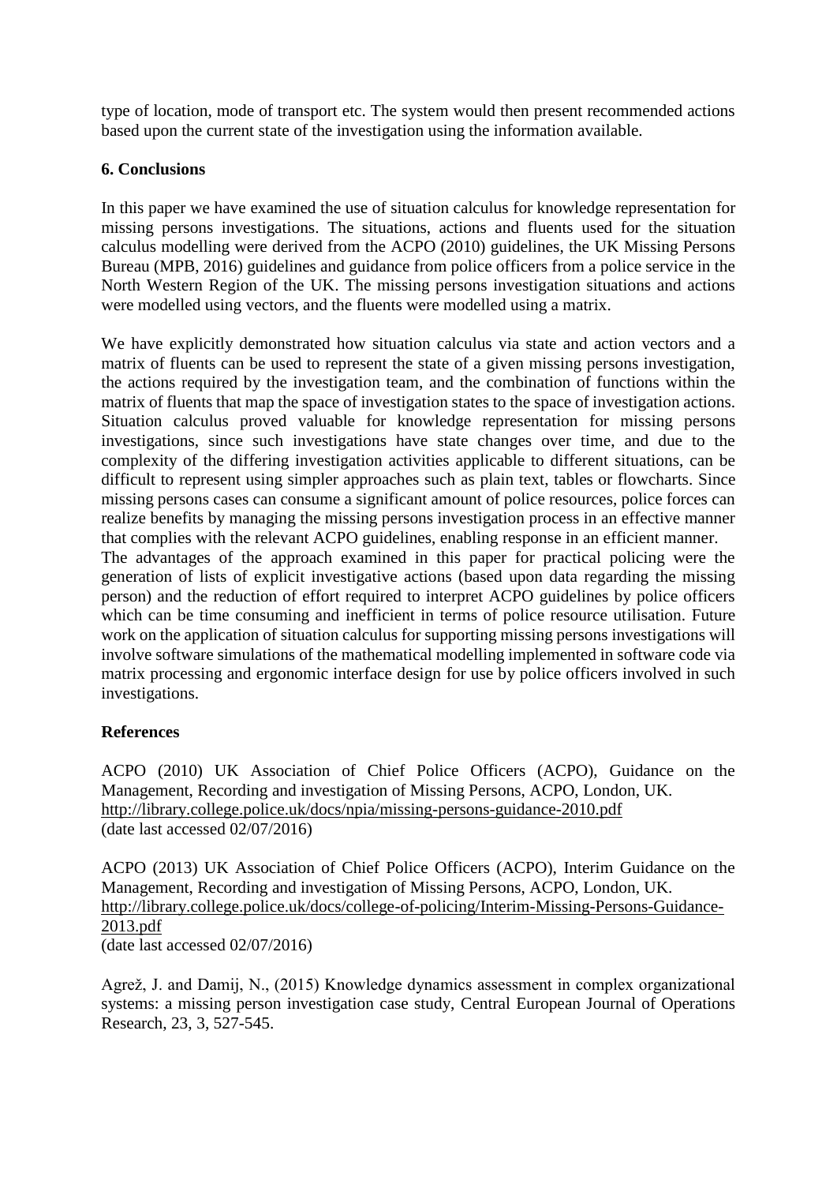type of location, mode of transport etc. The system would then present recommended actions based upon the current state of the investigation using the information available.

## 6. Conclusions

In this paper we have examined the use of situation calculus for knowledge representation for missing persons investigations. The situations, actions and fluents used for the situation calculus modelling were derived from the ACPO (2010) guidelines, the UK Missing Persons Bureau (MPB, 2016) guidelines and guidance from police officers from a police service in the North Western Region of the UK. The missing persons investigation situations and actions were modelled using vectors, and the fluents were modelled using a matrix.

We have explicitly demonstrated how situation calculus via state and action vectors and a matrix of fluents can be used to represent the state of a given missing persons investigation, the actions required by the investigation team, and the combination of functions within the matrix of fluents that map the space of investigation states to the space of investigation actions. Situation calculus proved valuable for knowledge representation for missing persons investigations, since such investigations have state changes over time, and due to the complexity of the differing investigation activities applicable to different situations, can be difficult to represent using simpler approaches such as plain text, tables or flowcharts. Since missing persons cases can consume a significant amount of police resources, police forces can realize benefits by managing the missing persons investigation process in an effective manner that complies with the relevant ACPO guidelines, enabling response in an efficient manner.
The advantages of the approach examined in this paper for practical policing were the generation of lists of explicit investigative actions (based upon data regarding the missing person) and the reduction of effort required to interpret ACPO guidelines by police officers which can be time consuming and inefficient in terms of police resource utilisation. Future work on the application of situation calculus for supporting missing persons investigations will involve software simulations of the mathematical modelling implemented in software code via matrix processing and ergonomic interface design for use by police officers involved in such investigations.

## References

ACPO (2010) UK Association of Chief Police Officers (ACPO), Guidance on the Management, Recording and investigation of Missing Persons, ACPO, London, UK. http://library.college.police.uk/docs/npia/missing-persons-guidance-2010.pdf
(date last accessed 02/07/2016)

ACPO (2013) UK Association of Chief Police Officers (ACPO), Interim Guidance on the Management, Recording and investigation of Missing Persons, ACPO, London, UK. http://library.college.police.uk/docs/college-of-policing/Interim-Missing-Persons-Guidance-2013.pdf
(date last accessed 02/07/2016)

Agrež, J. and Damij, N., (2015) Knowledge dynamics assessment in complex organizational systems: a missing person investigation case study, Central European Journal of Operations Research, 23, 3, 527-545.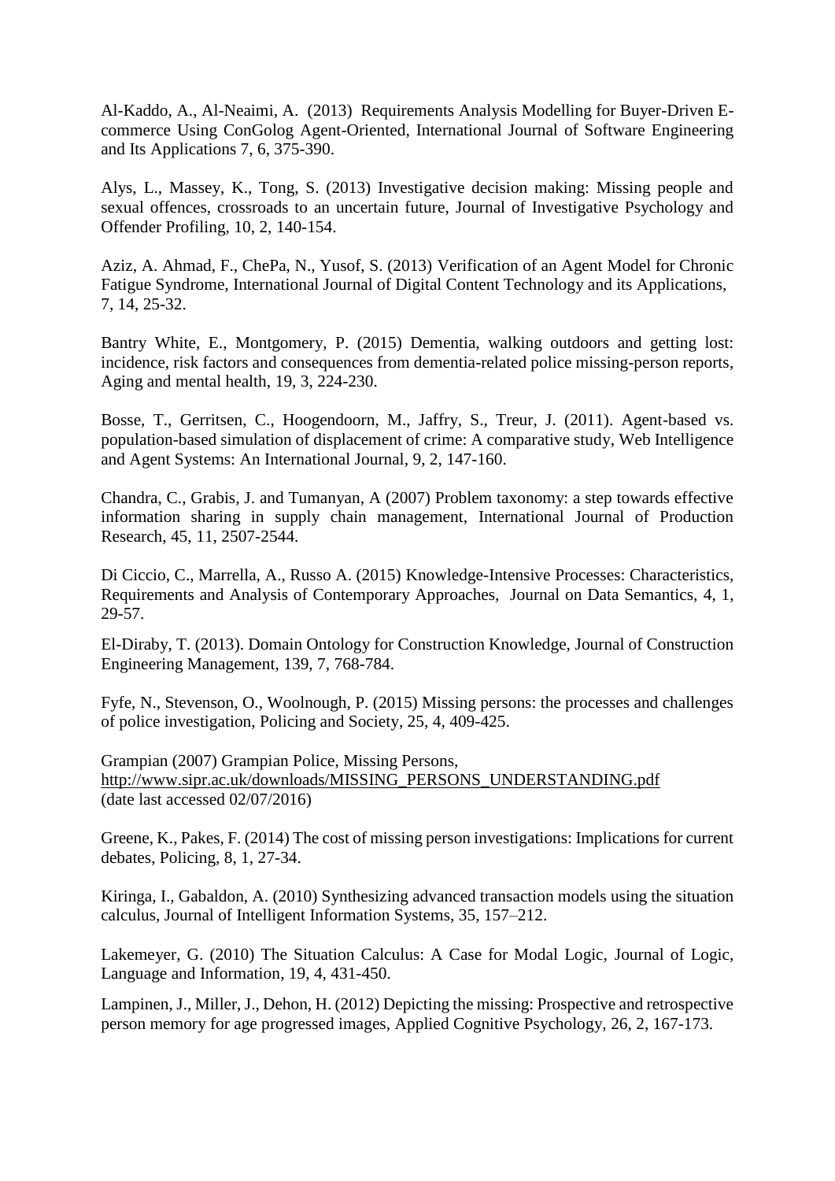Al-Kaddo, A., Al-Neaimi, A. (2013) Requirements Analysis Modelling for Buyer-Driven E-commerce Using ConGolog Agent-Oriented, International Journal of Software Engineering and Its Applications 7, 6, 375-390.

Alys, L., Massey, K., Tong, S. (2013) Investigative decision making: Missing people and sexual offences, crossroads to an uncertain future, Journal of Investigative Psychology and Offender Profiling, 10, 2, 140-154.

Aziz, A. Ahmad, F., ChePa, N., Yusof, S. (2013) Verification of an Agent Model for Chronic Fatigue Syndrome, International Journal of Digital Content Technology and its Applications, 7, 14, 25-32.

Bantry White, E., Montgomery, P. (2015) Dementia, walking outdoors and getting lost: incidence, risk factors and consequences from dementia-related police missing-person reports, Aging and mental health, 19, 3, 224-230.

Bosse, T., Gerritsen, C., Hoogendoorn, M., Jaffry, S., Treur, J. (2011). Agent-based vs. population-based simulation of displacement of crime: A comparative study, Web Intelligence and Agent Systems: An International Journal, 9, 2, 147-160.

Chandra, C., Grabis, J. and Tumanyan, A (2007) Problem taxonomy: a step towards effective information sharing in supply chain management, International Journal of Production Research, 45, 11, 2507-2544.

Di Ciccio, C., Marrella, A., Russo A. (2015) Knowledge-Intensive Processes: Characteristics, Requirements and Analysis of Contemporary Approaches, Journal on Data Semantics, 4, 1, 29-57.

El-Diraby, T. (2013). Domain Ontology for Construction Knowledge, Journal of Construction Engineering Management, 139, 7, 768-784.

Fyfe, N., Stevenson, O., Woolnough, P. (2015) Missing persons: the processes and challenges of police investigation, Policing and Society, 25, 4, 409-425.

Grampian (2007) Grampian Police, Missing Persons, http://www.sipr.ac.uk/downloads/MISSING_PERSONS_UNDERSTANDING.pdf (date last accessed 02/07/2016)

Greene, K., Pakes, F. (2014) The cost of missing person investigations: Implications for current debates, Policing, 8, 1, 27-34.

Kiringa, I., Gabaldon, A. (2010) Synthesizing advanced transaction models using the situation calculus, Journal of Intelligent Information Systems, 35, 157–212.

Lakemeyer, G. (2010) The Situation Calculus: A Case for Modal Logic, Journal of Logic, Language and Information, 19, 4, 431-450.

Lampinen, J., Miller, J., Dehon, H. (2012) Depicting the missing: Prospective and retrospective person memory for age progressed images, Applied Cognitive Psychology, 26, 2, 167-173.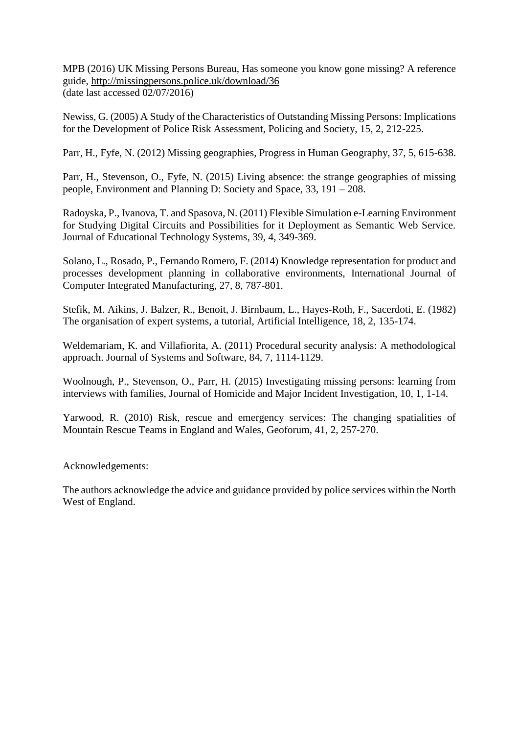MPB (2016) UK Missing Persons Bureau, Has someone you know gone missing? A reference guide, http://missingpersons.police.uk/download/36
(date last accessed 02/07/2016)

Newiss, G. (2005) A Study of the Characteristics of Outstanding Missing Persons: Implications for the Development of Police Risk Assessment, Policing and Society, 15, 2, 212-225.

Parr, H., Fyfe, N. (2012) Missing geographies, Progress in Human Geography, 37, 5, 615-638.

Parr, H., Stevenson, O., Fyfe, N. (2015) Living absence: the strange geographies of missing people, Environment and Planning D: Society and Space, 33, 191 – 208.

Radoyska, P., Ivanova, T. and Spasova, N. (2011) Flexible Simulation e-Learning Environment for Studying Digital Circuits and Possibilities for it Deployment as Semantic Web Service. Journal of Educational Technology Systems, 39, 4, 349-369.

Solano, L., Rosado, P., Fernando Romero, F. (2014) Knowledge representation for product and processes development planning in collaborative environments, International Journal of Computer Integrated Manufacturing, 27, 8, 787-801.

Stefik, M. Aikins, J. Balzer, R., Benoit, J. Birnbaum, L., Hayes-Roth, F., Sacerdoti, E. (1982) The organisation of expert systems, a tutorial, Artificial Intelligence, 18, 2, 135-174.

Weldemariam, K. and Villafiorita, A. (2011) Procedural security analysis: A methodological approach. Journal of Systems and Software, 84, 7, 1114-1129.

Woolnough, P., Stevenson, O., Parr, H. (2015) Investigating missing persons: learning from interviews with families, Journal of Homicide and Major Incident Investigation, 10, 1, 1-14.

Yarwood, R. (2010) Risk, rescue and emergency services: The changing spatialities of Mountain Rescue Teams in England and Wales, Geoforum, 41, 2, 257-270.

Acknowledgements:

The authors acknowledge the advice and guidance provided by police services within the North West of England.